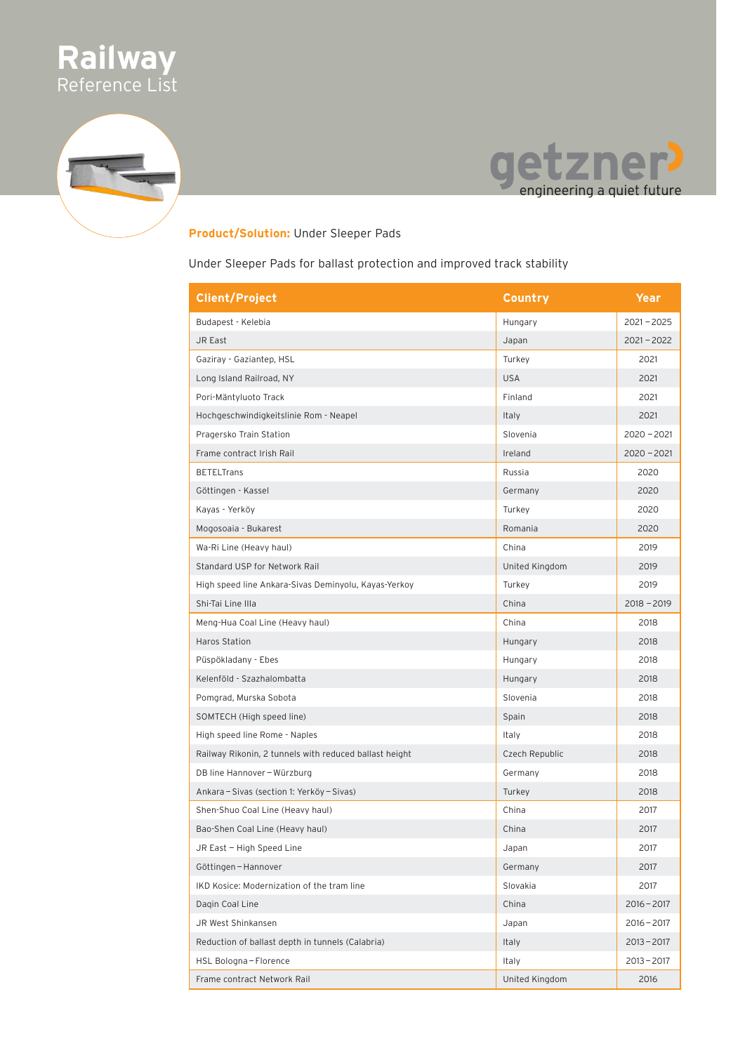# Railway
Reference List

getzner
engineering a quiet future

**Product/Solution:** Under Sleeper Pads

Under Sleeper Pads for ballast protection and improved track stability

| Client/Project | Country | Year |
|---|---|---|
| Budapest - Kelebia | Hungary | 2021 – 2025 |
| JR East | Japan | 2021 – 2022 |
| Gaziray - Gaziantep, HSL | Turkey | 2021 |
| Long Island Railroad, NY | USA | 2021 |
| Pori-Mäntyluoto Track | Finland | 2021 |
| Hochgeschwindigkeitslinie Rom - Neapel | Italy | 2021 |
| Pragersko Train Station | Slovenia | 2020 – 2021 |
| Frame contract Irish Rail | Ireland | 2020 – 2021 |
| BETELTrans | Russia | 2020 |
| Göttingen - Kassel | Germany | 2020 |
| Kayas - Yerköy | Turkey | 2020 |
| Mogosoaia - Bukarest | Romania | 2020 |
| Wa-Ri Line (Heavy haul) | China | 2019 |
| Standard USP for Network Rail | United Kingdom | 2019 |
| High speed line Ankara-Sivas Deminyolu, Kayas-Yerkoy | Turkey | 2019 |
| Shi-Tai Line IIIa | China | 2018 – 2019 |
| Meng-Hua Coal Line (Heavy haul) | China | 2018 |
| Haros Station | Hungary | 2018 |
| Püspökladany - Ebes | Hungary | 2018 |
| Kelenföld - Szazhalombatta | Hungary | 2018 |
| Pomgrad, Murska Sobota | Slovenia | 2018 |
| SOMTECH (High speed line) | Spain | 2018 |
| High speed line Rome - Naples | Italy | 2018 |
| Railway Rikonin, 2 tunnels with reduced ballast height | Czech Republic | 2018 |
| DB line Hannover – Würzburg | Germany | 2018 |
| Ankara – Sivas (section 1: Yerköy – Sivas) | Turkey | 2018 |
| Shen-Shuo Coal Line (Heavy haul) | China | 2017 |
| Bao-Shen Coal Line (Heavy haul) | China | 2017 |
| JR East – High Speed Line | Japan | 2017 |
| Göttingen – Hannover | Germany | 2017 |
| IKD Kosice: Modernization of the tram line | Slovakia | 2017 |
| Daqin Coal Line | China | 2016 – 2017 |
| JR West Shinkansen | Japan | 2016 – 2017 |
| Reduction of ballast depth in tunnels (Calabria) | Italy | 2013 – 2017 |
| HSL Bologna – Florence | Italy | 2013 – 2017 |
| Frame contract Network Rail | United Kingdom | 2016 |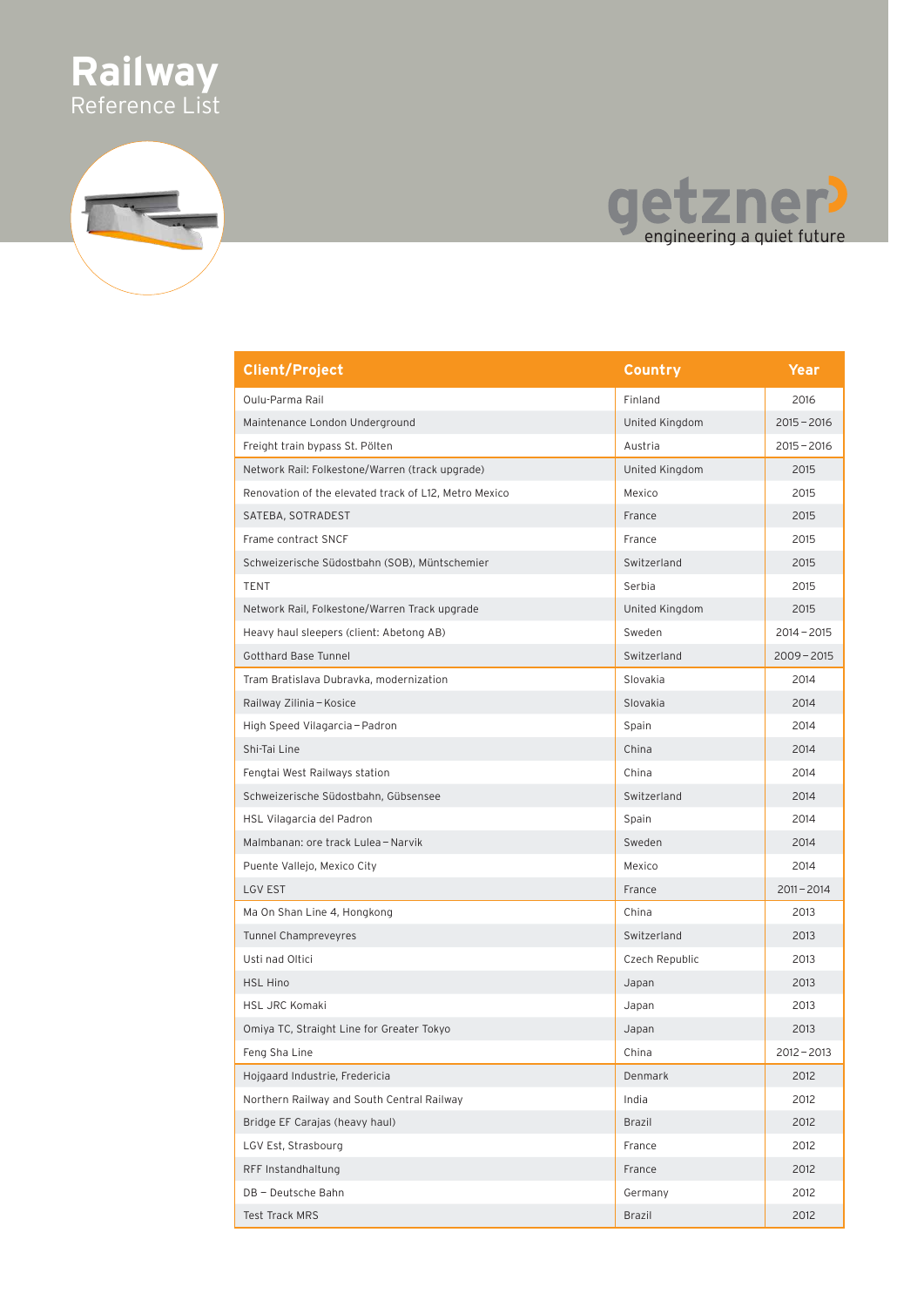# Railway
Reference List

getzner
engineering a quiet future

| Client/Project | Country | Year |
|---|---|---|
| Oulu-Parma Rail | Finland | 2016 |
| Maintenance London Underground | United Kingdom | 2015 – 2016 |
| Freight train bypass St. Pölten | Austria | 2015 – 2016 |
| Network Rail: Folkestone/Warren (track upgrade) | United Kingdom | 2015 |
| Renovation of the elevated track of L12, Metro Mexico | Mexico | 2015 |
| SATEBA, SOTRADEST | France | 2015 |
| Frame contract SNCF | France | 2015 |
| Schweizerische Südostbahn (SOB), Müntschemier | Switzerland | 2015 |
| TENT | Serbia | 2015 |
| Network Rail, Folkestone/Warren Track upgrade | United Kingdom | 2015 |
| Heavy haul sleepers (client: Abetong AB) | Sweden | 2014 – 2015 |
| Gotthard Base Tunnel | Switzerland | 2009 – 2015 |
| Tram Bratislava Dubravka, modernization | Slovakia | 2014 |
| Railway Zilinia – Kosice | Slovakia | 2014 |
| High Speed Vilagarcia – Padron | Spain | 2014 |
| Shi-Tai Line | China | 2014 |
| Fengtai West Railways station | China | 2014 |
| Schweizerische Südostbahn, Gübsensee | Switzerland | 2014 |
| HSL Vilagarcia del Padron | Spain | 2014 |
| Malmbanan: ore track Lulea – Narvik | Sweden | 2014 |
| Puente Vallejo, Mexico City | Mexico | 2014 |
| LGV EST | France | 2011 – 2014 |
| Ma On Shan Line 4, Hongkong | China | 2013 |
| Tunnel Champreveyres | Switzerland | 2013 |
| Usti nad Oltici | Czech Republic | 2013 |
| HSL Hino | Japan | 2013 |
| HSL JRC Komaki | Japan | 2013 |
| Omiya TC, Straight Line for Greater Tokyo | Japan | 2013 |
| Feng Sha Line | China | 2012 – 2013 |
| Hojgaard Industrie, Fredericia | Denmark | 2012 |
| Northern Railway and South Central Railway | India | 2012 |
| Bridge EF Carajas (heavy haul) | Brazil | 2012 |
| LGV Est, Strasbourg | France | 2012 |
| RFF Instandhaltung | France | 2012 |
| DB – Deutsche Bahn | Germany | 2012 |
| Test Track MRS | Brazil | 2012 |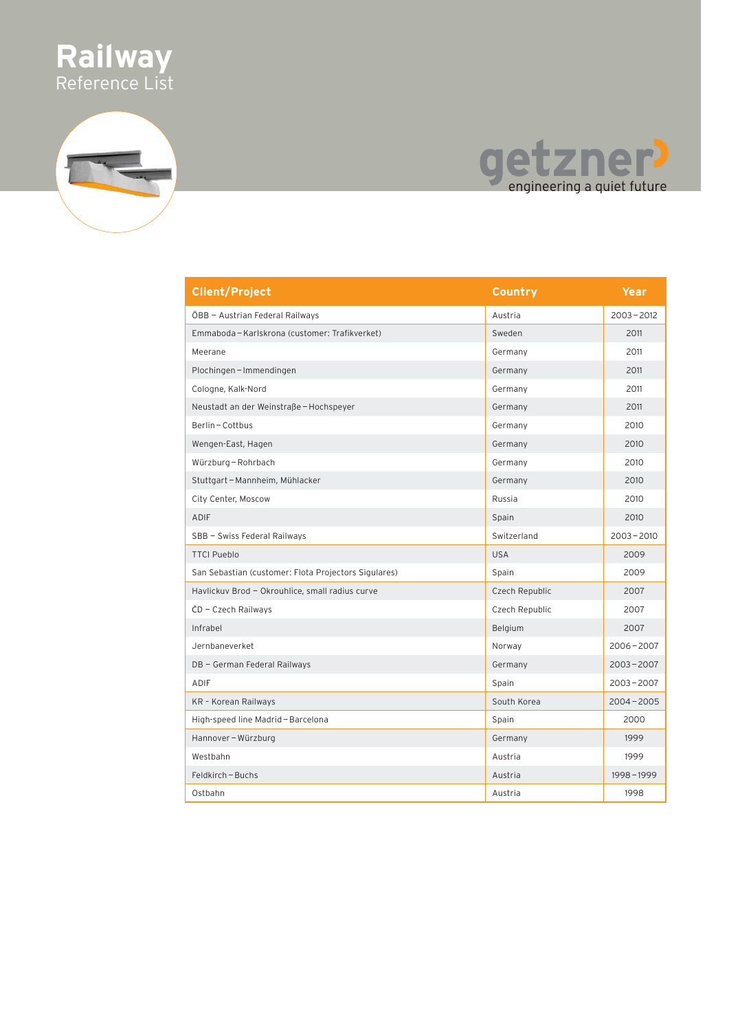# Railway

Reference List

getzner

engineering a quiet future

| Client/Project | Country | Year |
|---|---|---|
| ÖBB – Austrian Federal Railways | Austria | 2003 – 2012 |
| Emmaboda – Karlskrona (customer: Trafikverket) | Sweden | 2011 |
| Meerane | Germany | 2011 |
| Plochingen – Immendingen | Germany | 2011 |
| Cologne, Kalk-Nord | Germany | 2011 |
| Neustadt an der Weinstraβe – Hochspeyer | Germany | 2011 |
| Berlin – Cottbus | Germany | 2010 |
| Wengen-East, Hagen | Germany | 2010 |
| Würzburg – Rohrbach | Germany | 2010 |
| Stuttgart – Mannheim, Mühlacker | Germany | 2010 |
| City Center, Moscow | Russia | 2010 |
| ADIF | Spain | 2010 |
| SBB – Swiss Federal Railways | Switzerland | 2003 – 2010 |
| TTCI Pueblo | USA | 2009 |
| San Sebastian (customer: Flota Projectors Sigulares) | Spain | 2009 |
| Havlickuv Brod – Okrouhlice, small radius curve | Czech Republic | 2007 |
| ČD – Czech Railways | Czech Republic | 2007 |
| Infrabel | Belgium | 2007 |
| Jernbaneverket | Norway | 2006 – 2007 |
| DB – German Federal Railways | Germany | 2003 – 2007 |
| ADIF | Spain | 2003 – 2007 |
| KR - Korean Railways | South Korea | 2004 – 2005 |
| High-speed line Madrid – Barcelona | Spain | 2000 |
| Hannover – Würzburg | Germany | 1999 |
| Westbahn | Austria | 1999 |
| Feldkirch – Buchs | Austria | 1998 – 1999 |
| Ostbahn | Austria | 1998 |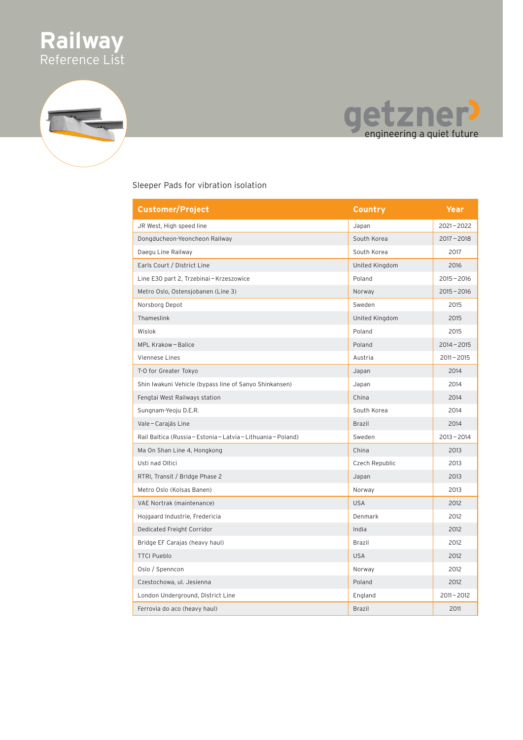# Railway
Reference List

getzner
engineering a quiet future

Sleeper Pads for vibration isolation

| Customer/Project | Country | Year |
|---|---|---|
| JR West, High speed line | Japan | 2021 – 2022 |
| Dongducheon-Yeoncheon Railway | South Korea | 2017 – 2018 |
| Daegu Line Railway | South Korea | 2017 |
| Earls Court / District Line | United Kingdom | 2016 |
| Line E30 part 2, Trzebinai – Krzeszowice | Poland | 2015 – 2016 |
| Metro Oslo, Ostensjobanen (Line 3) | Norway | 2015 – 2016 |
| Norsborg Depot | Sweden | 2015 |
| Thameslink | United Kingdom | 2015 |
| Wislok | Poland | 2015 |
| MPL Krakow – Balice | Poland | 2014 – 2015 |
| Viennese Lines | Austria | 2011 – 2015 |
| T-O for Greater Tokyo | Japan | 2014 |
| Shin Iwakuni Vehicle (bypass line of Sanyo Shinkansen) | Japan | 2014 |
| Fengtai West Railways station | China | 2014 |
| Sungnam-Yeoju D.E.R. | South Korea | 2014 |
| Vale – Carajás Line | Brazil | 2014 |
| Rail Baltica (Russia – Estonia – Latvia – Lithuania – Poland) | Sweden | 2013 – 2014 |
| Ma On Shan Line 4, Hongkong | China | 2013 |
| Usti nad Oltici | Czech Republic | 2013 |
| RTRI, Transit / Bridge Phase 2 | Japan | 2013 |
| Metro Oslo (Kolsas Banen) | Norway | 2013 |
| VAE Nortrak (maintenance) | USA | 2012 |
| Hojgaard Industrie, Fredericia | Denmark | 2012 |
| Dedicated Freight Corridor | India | 2012 |
| Bridge EF Carajas (heavy haul) | Brazil | 2012 |
| TTCI Pueblo | USA | 2012 |
| Oslo / Spenncon | Norway | 2012 |
| Czestochowa, ul. Jesienna | Poland | 2012 |
| London Underground, District Line | England | 2011 – 2012 |
| Ferrovia do aco (heavy haul) | Brazil | 2011 |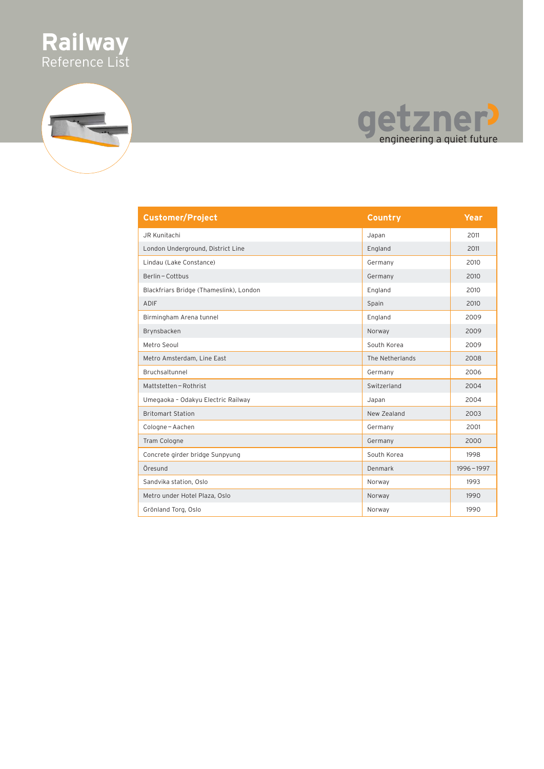# Railway

Reference List

getzner

engineering a quiet future

| Customer/Project | Country | Year |
|---|---|---|
| JR Kunitachi | Japan | 2011 |
| London Underground, District Line | England | 2011 |
| Lindau (Lake Constance) | Germany | 2010 |
| Berlin – Cottbus | Germany | 2010 |
| Blackfriars Bridge (Thameslink), London | England | 2010 |
| ADIF | Spain | 2010 |
| Birmingham Arena tunnel | England | 2009 |
| Brynsbacken | Norway | 2009 |
| Metro Seoul | South Korea | 2009 |
| Metro Amsterdam, Line East | The Netherlands | 2008 |
| Bruchsaltunnel | Germany | 2006 |
| Mattstetten – Rothrist | Switzerland | 2004 |
| Umegaoka - Odakyu Electric Railway | Japan | 2004 |
| Britomart Station | New Zealand | 2003 |
| Cologne – Aachen | Germany | 2001 |
| Tram Cologne | Germany | 2000 |
| Concrete girder bridge Sunpyung | South Korea | 1998 |
| Öresund | Denmark | 1996 – 1997 |
| Sandvika station, Oslo | Norway | 1993 |
| Metro under Hotel Plaza, Oslo | Norway | 1990 |
| Grönland Torg, Oslo | Norway | 1990 |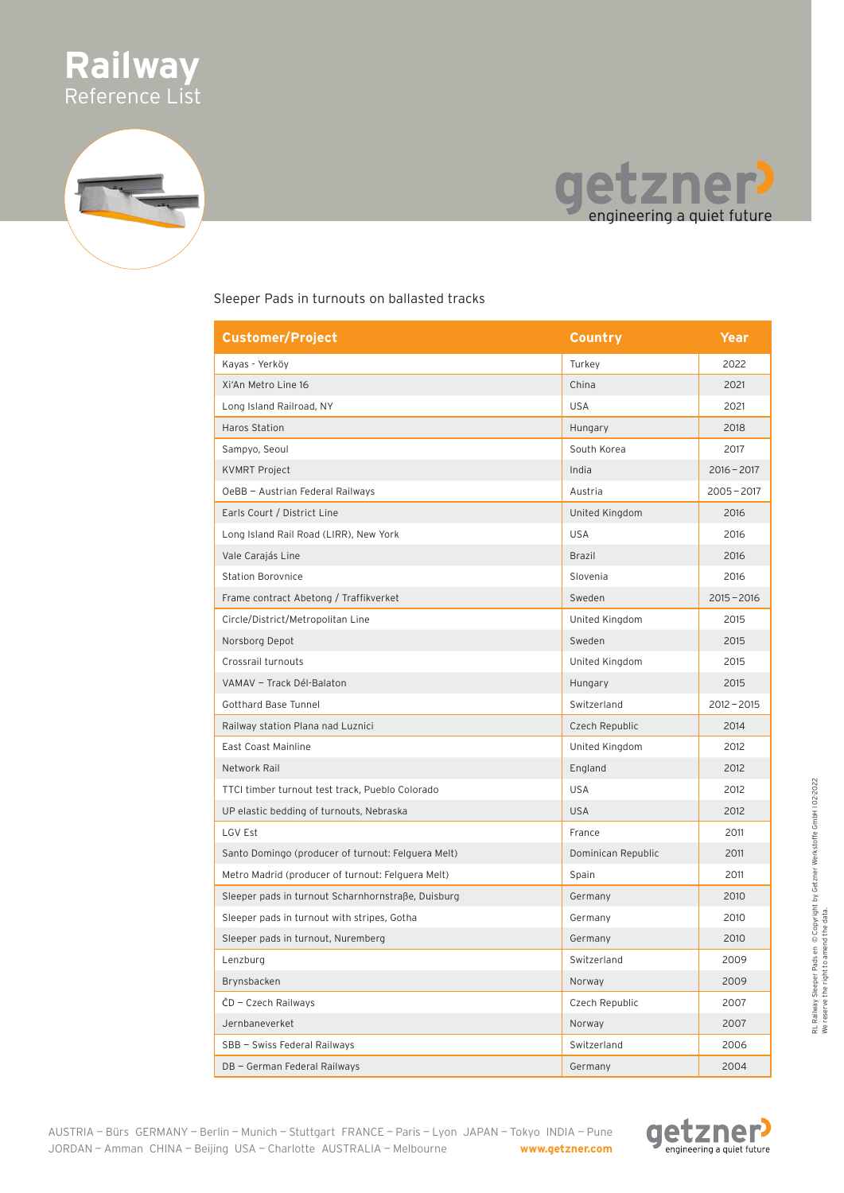# Railway
Reference List

getzner
engineering a quiet future

Sleeper Pads in turnouts on ballasted tracks

| Customer/Project | Country | Year |
|---|---|---|
| Kayas - Yerköy | Turkey | 2022 |
| Xi'An Metro Line 16 | China | 2021 |
| Long Island Railroad, NY | USA | 2021 |
| Haros Station | Hungary | 2018 |
| Sampyo, Seoul | South Korea | 2017 |
| KVMRT Project | India | 2016 – 2017 |
| OeBB – Austrian Federal Railways | Austria | 2005 – 2017 |
| Earls Court / District Line | United Kingdom | 2016 |
| Long Island Rail Road (LIRR), New York | USA | 2016 |
| Vale Carajás Line | Brazil | 2016 |
| Station Borovnice | Slovenia | 2016 |
| Frame contract Abetong / Traffikverket | Sweden | 2015 – 2016 |
| Circle/District/Metropolitan Line | United Kingdom | 2015 |
| Norsborg Depot | Sweden | 2015 |
| Crossrail turnouts | United Kingdom | 2015 |
| VAMAV – Track Dél-Balaton | Hungary | 2015 |
| Gotthard Base Tunnel | Switzerland | 2012 – 2015 |
| Railway station Plana nad Luznici | Czech Republic | 2014 |
| East Coast Mainline | United Kingdom | 2012 |
| Network Rail | England | 2012 |
| TTCI timber turnout test track, Pueblo Colorado | USA | 2012 |
| UP elastic bedding of turnouts, Nebraska | USA | 2012 |
| LGV Est | France | 2011 |
| Santo Domingo (producer of turnout: Felguera Melt) | Dominican Republic | 2011 |
| Metro Madrid (producer of turnout: Felguera Melt) | Spain | 2011 |
| Sleeper pads in turnout Scharnhornstraße, Duisburg | Germany | 2010 |
| Sleeper pads in turnout with stripes, Gotha | Germany | 2010 |
| Sleeper pads in turnout, Nuremberg | Germany | 2010 |
| Lenzburg | Switzerland | 2009 |
| Brynsbacken | Norway | 2009 |
| ČD – Czech Railways | Czech Republic | 2007 |
| Jernbaneverket | Norway | 2007 |
| SBB – Swiss Federal Railways | Switzerland | 2006 |
| DB – German Federal Railways | Germany | 2004 |

RL Railway Sleeper Pads en © Copyright by Getzner Werkstoffe GmbH I 02.2022
We reserve the right to amend the data.

AUSTRIA – Bürs GERMANY – Berlin – Munich – Stuttgart FRANCE – Paris – Lyon JAPAN – Tokyo INDIA – Pune
JORDAN – Amman CHINA – Beijing USA – Charlotte AUSTRALIA – Melbourne **www.getzner.com**

getzner
engineering a quiet future